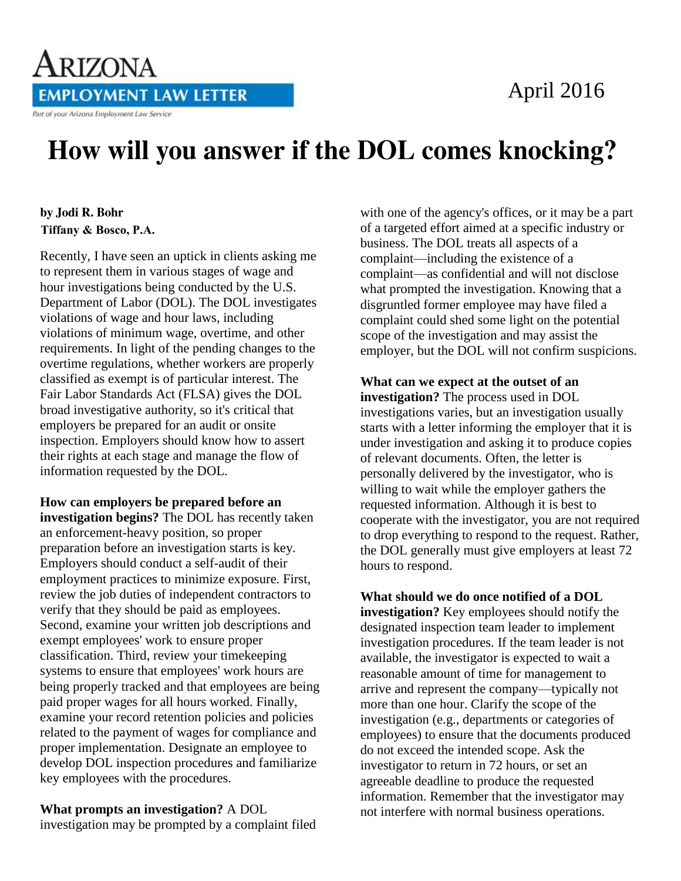# How will you answer if the DOL comes knocking?

Arizona Employment Law Letter

Part of your Arizona Employment Law Service

April 2016

**by Jodi R. Bohr**
**Tiffany & Bosco, P.A.**

Recently, I have seen an uptick in clients asking me to represent them in various stages of wage and hour investigations being conducted by the U.S. Department of Labor (DOL). The DOL investigates violations of wage and hour laws, including violations of minimum wage, overtime, and other requirements. In light of the pending changes to the overtime regulations, whether workers are properly classified as exempt is of particular interest. The Fair Labor Standards Act (FLSA) gives the DOL broad investigative authority, so it's critical that employers be prepared for an audit or onsite inspection. Employers should know how to assert their rights at each stage and manage the flow of information requested by the DOL.

**How can employers be prepared before an investigation begins?** The DOL has recently taken an enforcement-heavy position, so proper preparation before an investigation starts is key. Employers should conduct a self-audit of their employment practices to minimize exposure. First, review the job duties of independent contractors to verify that they should be paid as employees. Second, examine your written job descriptions and exempt employees' work to ensure proper classification. Third, review your timekeeping systems to ensure that employees' work hours are being properly tracked and that employees are being paid proper wages for all hours worked. Finally, examine your record retention policies and policies related to the payment of wages for compliance and proper implementation. Designate an employee to develop DOL inspection procedures and familiarize key employees with the procedures.

**What prompts an investigation?** A DOL investigation may be prompted by a complaint filed with one of the agency's offices, or it may be a part of a targeted effort aimed at a specific industry or business. The DOL treats all aspects of a complaint—including the existence of a complaint—as confidential and will not disclose what prompted the investigation. Knowing that a disgruntled former employee may have filed a complaint could shed some light on the potential scope of the investigation and may assist the employer, but the DOL will not confirm suspicions.

**What can we expect at the outset of an investigation?** The process used in DOL investigations varies, but an investigation usually starts with a letter informing the employer that it is under investigation and asking it to produce copies of relevant documents. Often, the letter is personally delivered by the investigator, who is willing to wait while the employer gathers the requested information. Although it is best to cooperate with the investigator, you are not required to drop everything to respond to the request. Rather, the DOL generally must give employers at least 72 hours to respond.

**What should we do once notified of a DOL investigation?** Key employees should notify the designated inspection team leader to implement investigation procedures. If the team leader is not available, the investigator is expected to wait a reasonable amount of time for management to arrive and represent the company—typically not more than one hour. Clarify the scope of the investigation (e.g., departments or categories of employees) to ensure that the documents produced do not exceed the intended scope. Ask the investigator to return in 72 hours, or set an agreeable deadline to produce the requested information. Remember that the investigator may not interfere with normal business operations.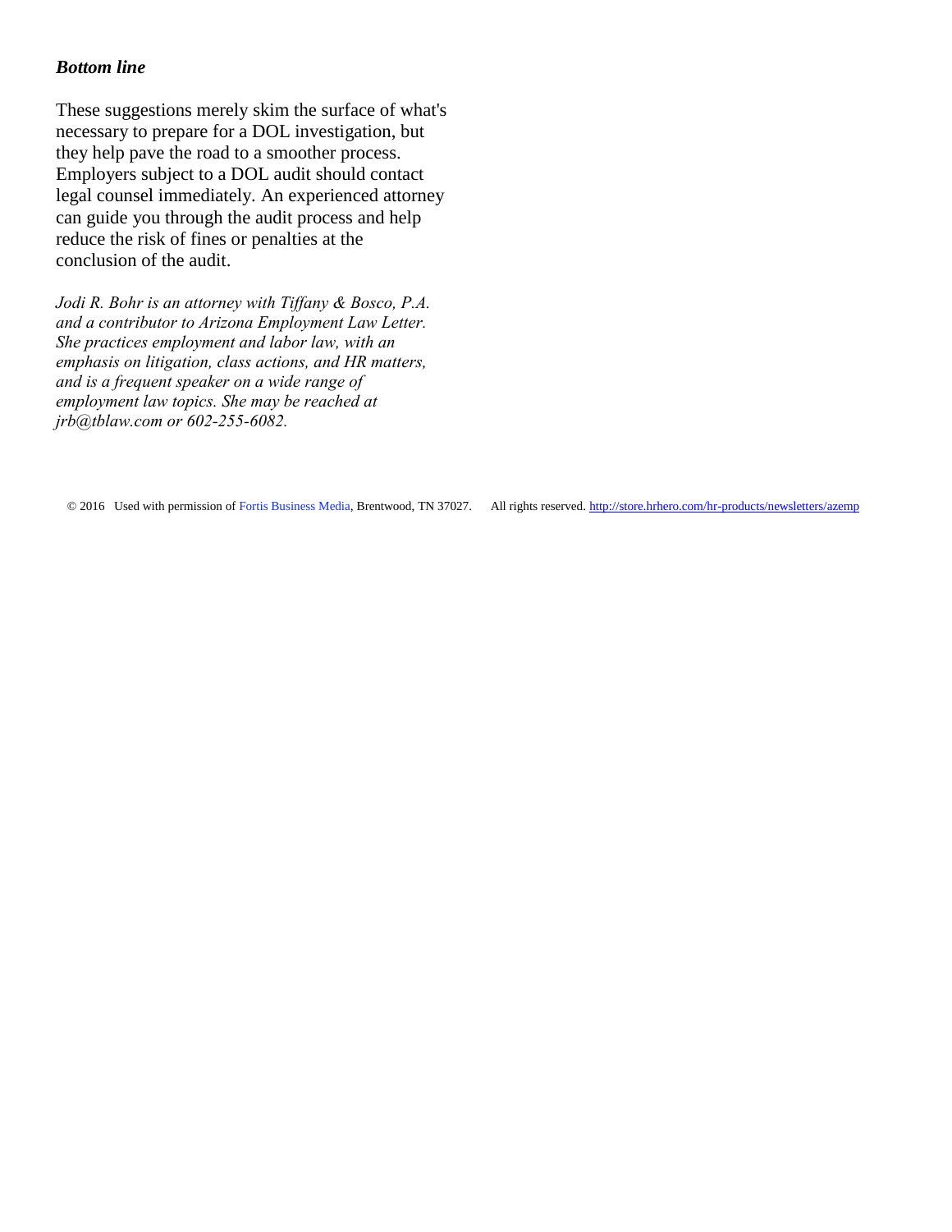***Bottom line***

These suggestions merely skim the surface of what's necessary to prepare for a DOL investigation, but they help pave the road to a smoother process. Employers subject to a DOL audit should contact legal counsel immediately. An experienced attorney can guide you through the audit process and help reduce the risk of fines or penalties at the conclusion of the audit.

*Jodi R. Bohr is an attorney with Tiffany & Bosco, P.A. and a contributor to Arizona Employment Law Letter. She practices employment and labor law, with an emphasis on litigation, class actions, and HR matters, and is a frequent speaker on a wide range of employment law topics. She may be reached at jrb@tblaw.com or 602-255-6082.*

© 2016 Used with permission of Fortis Business Media, Brentwood, TN 37027. All rights reserved. http://store.hrhero.com/hr-products/newsletters/azemp